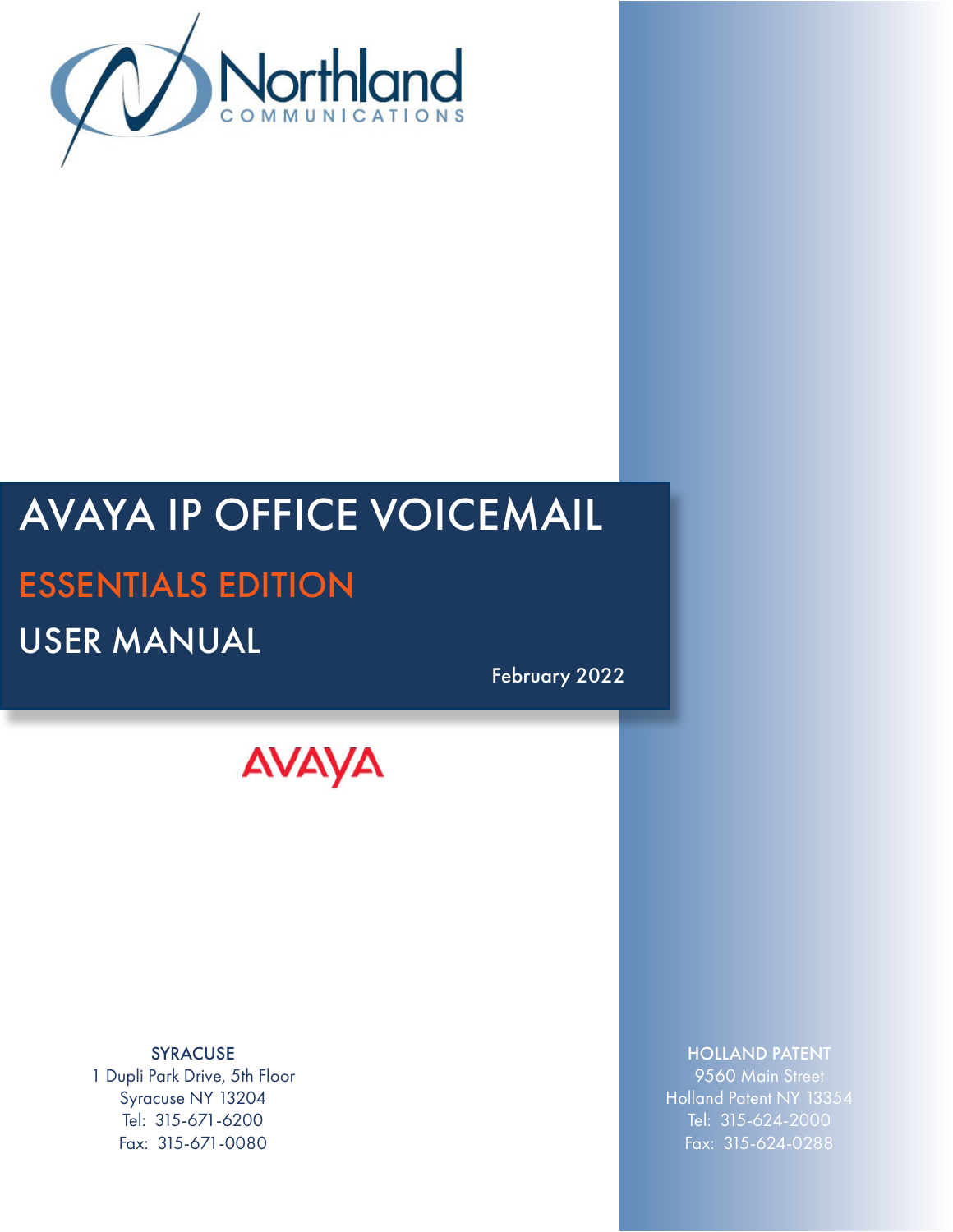Northland
COMMUNICATIONS

# AVAYA IP OFFICE VOICEMAIL

## ESSENTIALS EDITION

## USER MANUAL

February 2022

AVAYA

SYRACUSE
1 Dupli Park Drive, 5th Floor
Syracuse NY 13204
Tel: 315-671-6200
Fax: 315-671-0080

HOLLAND PATENT
9560 Main Street
Holland Patent NY 13354
Tel: 315-624-2000
Fax: 315-624-0288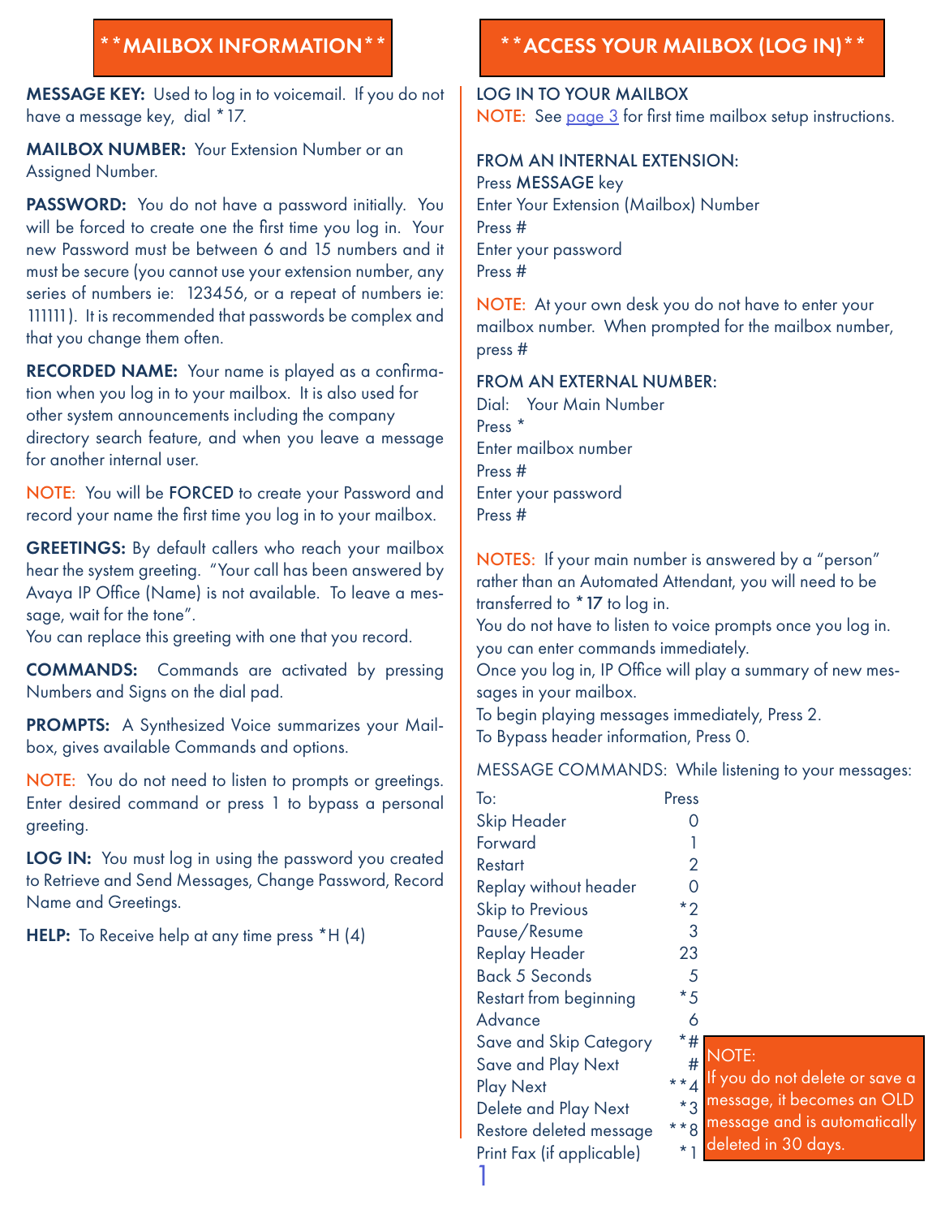## **MAILBOX INFORMATION**

**MESSAGE KEY:** Used to log in to voicemail. If you do not have a message key, dial *17.

**MAILBOX NUMBER:** Your Extension Number or an Assigned Number.

**PASSWORD:** You do not have a password initially. You will be forced to create one the first time you log in. Your new Password must be between 6 and 15 numbers and it must be secure (you cannot use your extension number, any series of numbers ie: 123456, or a repeat of numbers ie: 111111). It is recommended that passwords be complex and that you change them often.

**RECORDED NAME:** Your name is played as a confirmation when you log in to your mailbox. It is also used for other system announcements including the company directory search feature, and when you leave a message for another internal user.

NOTE: You will be **FORCED** to create your Password and record your name the first time you log in to your mailbox.

**GREETINGS:** By default callers who reach your mailbox hear the system greeting. "Your call has been answered by Avaya IP Office (Name) is not available. To leave a message, wait for the tone".
You can replace this greeting with one that you record.

**COMMANDS:** Commands are activated by pressing Numbers and Signs on the dial pad.

**PROMPTS:** A Synthesized Voice summarizes your Mailbox, gives available Commands and options.

NOTE: You do not need to listen to prompts or greetings. Enter desired command or press 1 to bypass a personal greeting.

**LOG IN:** You must log in using the password you created to Retrieve and Send Messages, Change Password, Record Name and Greetings.

**HELP:** To Receive help at any time press *H (4)

## **ACCESS YOUR MAILBOX (LOG IN)**

LOG IN TO YOUR MAILBOX
NOTE: See page 3 for first time mailbox setup instructions.

FROM AN INTERNAL EXTENSION:
Press **MESSAGE** key
Enter Your Extension (Mailbox) Number
Press #
Enter your password
Press #

NOTE: At your own desk you do not have to enter your mailbox number. When prompted for the mailbox number, press #

FROM AN EXTERNAL NUMBER:
Dial: Your Main Number
Press *
Enter mailbox number
Press #
Enter your password
Press #

NOTES: If your main number is answered by a "person" rather than an Automated Attendant, you will need to be transferred to ***17** to log in.
You do not have to listen to voice prompts once you log in. you can enter commands immediately.
Once you log in, IP Office will play a summary of new messages in your mailbox.
To begin playing messages immediately, Press 2.
To Bypass header information, Press 0.

MESSAGE COMMANDS: While listening to your messages:

| To: | Press |
|---|---|
| Skip Header | 0 |
| Forward | 1 |
| Restart | 2 |
| Replay without header | 0 |
| Skip to Previous | *2 |
| Pause/Resume | 3 |
| Replay Header | 23 |
| Back 5 Seconds | 5 |
| Restart from beginning | *5 |
| Advance | 6 |
| Save and Skip Category | *# |
| Save and Play Next | # |
| Play Next | **4 |
| Delete and Play Next | *3 |
| Restore deleted message | **8 |
| Print Fax (if applicable) | *1 |

NOTE:
If you do not delete or save a message, it becomes an OLD message and is automatically deleted in 30 days.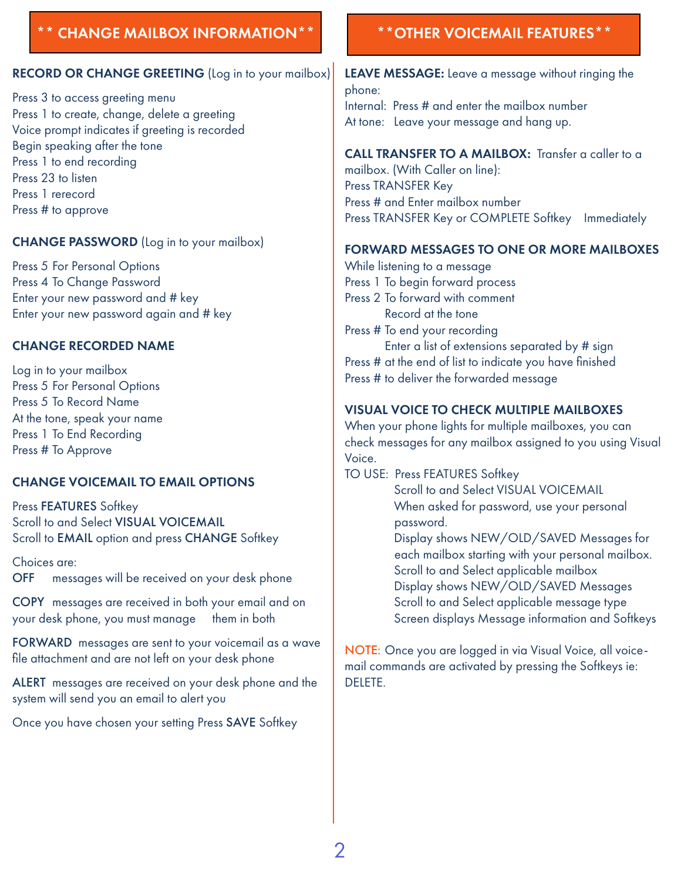## ** CHANGE MAILBOX INFORMATION**

**RECORD OR CHANGE GREETING** (Log in to your mailbox)

Press 3 to access greeting menu
Press 1 to create, change, delete a greeting
Voice prompt indicates if greeting is recorded
Begin speaking after the tone
Press 1 to end recording
Press 23 to listen
Press 1 rerecord
Press # to approve

**CHANGE PASSWORD** (Log in to your mailbox)

Press 5 For Personal Options
Press 4 To Change Password
Enter your new password and # key
Enter your new password again and # key

**CHANGE RECORDED NAME**

Log in to your mailbox
Press 5 For Personal Options
Press 5 To Record Name
At the tone, speak your name
Press 1 To End Recording
Press # To Approve

**CHANGE VOICEMAIL TO EMAIL OPTIONS**

Press FEATURES Softkey
Scroll to and Select VISUAL VOICEMAIL
Scroll to EMAIL option and press CHANGE Softkey

Choices are:
OFF messages will be received on your desk phone

COPY messages are received in both your email and on your desk phone, you must manage them in both

FORWARD messages are sent to your voicemail as a wave file attachment and are not left on your desk phone

ALERT messages are received on your desk phone and the system will send you an email to alert you

Once you have chosen your setting Press SAVE Softkey

## **OTHER VOICEMAIL FEATURES**

**LEAVE MESSAGE:** Leave a message without ringing the phone:
Internal: Press # and enter the mailbox number
At tone: Leave your message and hang up.

**CALL TRANSFER TO A MAILBOX:** Transfer a caller to a mailbox. (With Caller on line):
Press TRANSFER Key
Press # and Enter mailbox number
Press TRANSFER Key or COMPLETE Softkey Immediately

**FORWARD MESSAGES TO ONE OR MORE MAILBOXES**
While listening to a message
Press 1 To begin forward process
Press 2 To forward with comment
Record at the tone
Press # To end your recording
Enter a list of extensions separated by # sign
Press # at the end of list to indicate you have finished
Press # to deliver the forwarded message

**VISUAL VOICE TO CHECK MULTIPLE MAILBOXES**
When your phone lights for multiple mailboxes, you can check messages for any mailbox assigned to you using Visual Voice.
TO USE: Press FEATURES Softkey
Scroll to and Select VISUAL VOICEMAIL
When asked for password, use your personal password.
Display shows NEW/OLD/SAVED Messages for each mailbox starting with your personal mailbox.
Scroll to and Select applicable mailbox
Display shows NEW/OLD/SAVED Messages
Scroll to and Select applicable message type
Screen displays Message information and Softkeys

NOTE: Once you are logged in via Visual Voice, all voice-mail commands are activated by pressing the Softkeys ie: DELETE.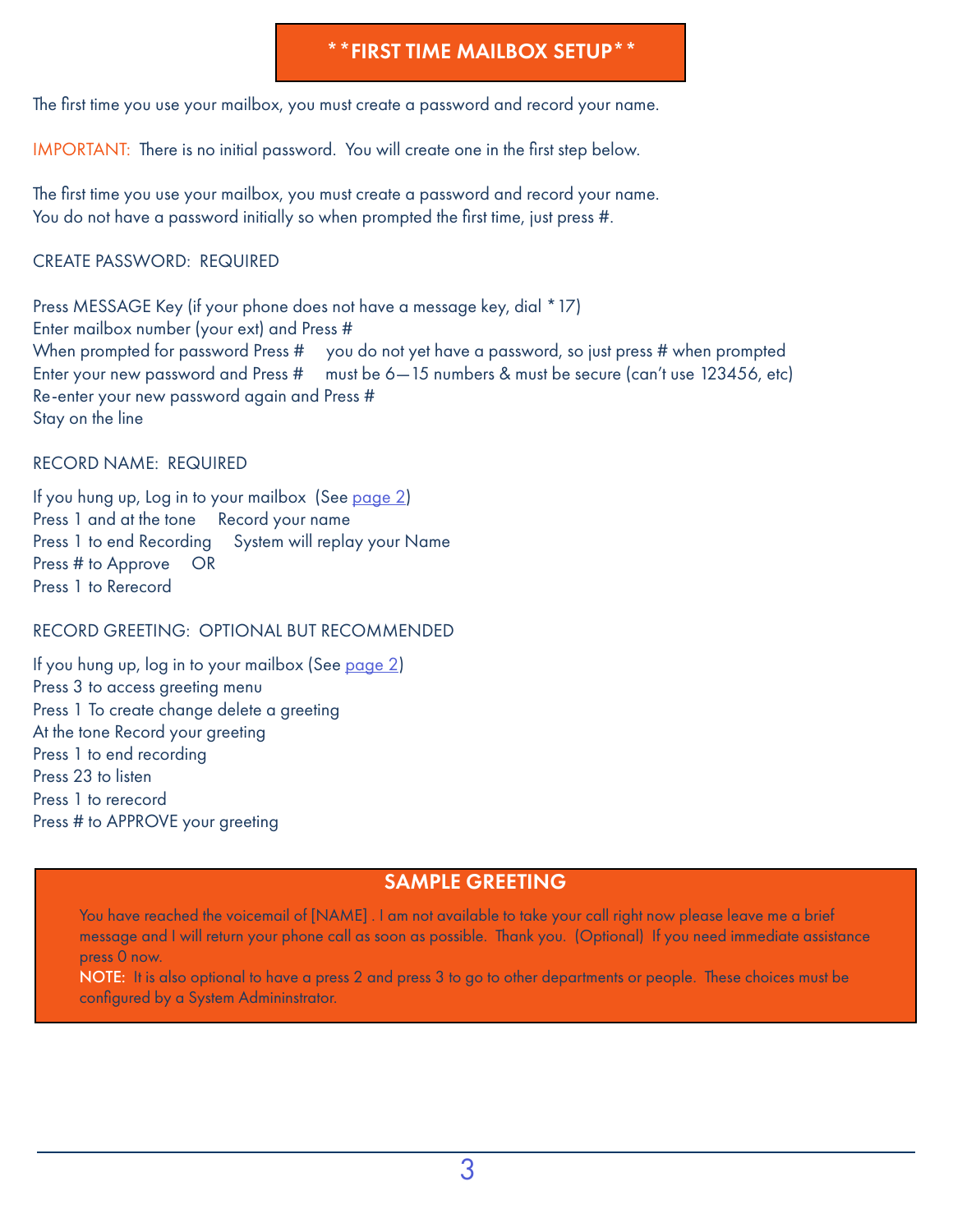# **FIRST TIME MAILBOX SETUP**

The first time you use your mailbox, you must create a password and record your name.

IMPORTANT: There is no initial password. You will create one in the first step below.

The first time you use your mailbox, you must create a password and record your name.
You do not have a password initially so when prompted the first time, just press #.

CREATE PASSWORD: REQUIRED

Press MESSAGE Key (if your phone does not have a message key, dial *17)
Enter mailbox number (your ext) and Press #
When prompted for password Press # you do not yet have a password, so just press # when prompted
Enter your new password and Press # must be 6—15 numbers & must be secure (can't use 123456, etc)
Re-enter your new password again and Press #
Stay on the line

RECORD NAME: REQUIRED

If you hung up, Log in to your mailbox (See page 2)
Press 1 and at the tone Record your name
Press 1 to end Recording System will replay your Name
Press # to Approve OR
Press 1 to Rerecord

RECORD GREETING: OPTIONAL BUT RECOMMENDED

If you hung up, log in to your mailbox (See page 2)
Press 3 to access greeting menu
Press 1 To create change delete a greeting
At the tone Record your greeting
Press 1 to end recording
Press 23 to listen
Press 1 to rerecord
Press # to APPROVE your greeting

## SAMPLE GREETING

You have reached the voicemail of [NAME] . I am not available to take your call right now please leave me a brief message and I will return your phone call as soon as possible. Thank you. (Optional) If you need immediate assistance press 0 now.
**NOTE:** It is also optional to have a press 2 and press 3 to go to other departments or people. These choices must be configured by a System Admininstrator.